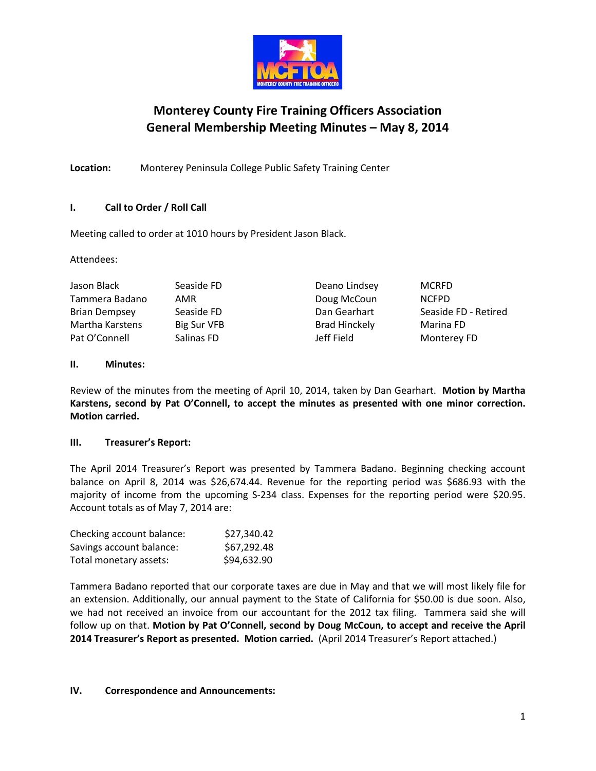# Monterey County Fire Training Officers Association
## General Membership Meeting Minutes – May 8, 2014

**Location:** Monterey Peninsula College Public Safety Training Center

### I. Call to Order / Roll Call

Meeting called to order at 1010 hours by President Jason Black.

Attendees:

| | | | |
|---|---|---|---|
| Jason Black | Seaside FD | Deano Lindsey | MCRFD |
| Tammera Badano | AMR | Doug McCoun | NCFPD |
| Brian Dempsey | Seaside FD | Dan Gearhart | Seaside FD - Retired |
| Martha Karstens | Big Sur VFB | Brad Hinckely | Marina FD |
| Pat O'Connell | Salinas FD | Jeff Field | Monterey FD |

### II. Minutes:

Review of the minutes from the meeting of April 10, 2014, taken by Dan Gearhart. **Motion by Martha Karstens, second by Pat O'Connell, to accept the minutes as presented with one minor correction. Motion carried.**

### III. Treasurer's Report:

The April 2014 Treasurer's Report was presented by Tammera Badano. Beginning checking account balance on April 8, 2014 was $26,674.44. Revenue for the reporting period was $686.93 with the majority of income from the upcoming S-234 class. Expenses for the reporting period were $20.95. Account totals as of May 7, 2014 are:

| | |
|---|---|
| Checking account balance: | $27,340.42 |
| Savings account balance: | $67,292.48 |
| Total monetary assets: | $94,632.90 |

Tammera Badano reported that our corporate taxes are due in May and that we will most likely file for an extension. Additionally, our annual payment to the State of California for $50.00 is due soon. Also, we had not received an invoice from our accountant for the 2012 tax filing. Tammera said she will follow up on that. **Motion by Pat O'Connell, second by Doug McCoun, to accept and receive the April 2014 Treasurer's Report as presented. Motion carried.** (April 2014 Treasurer's Report attached.)

### IV. Correspondence and Announcements: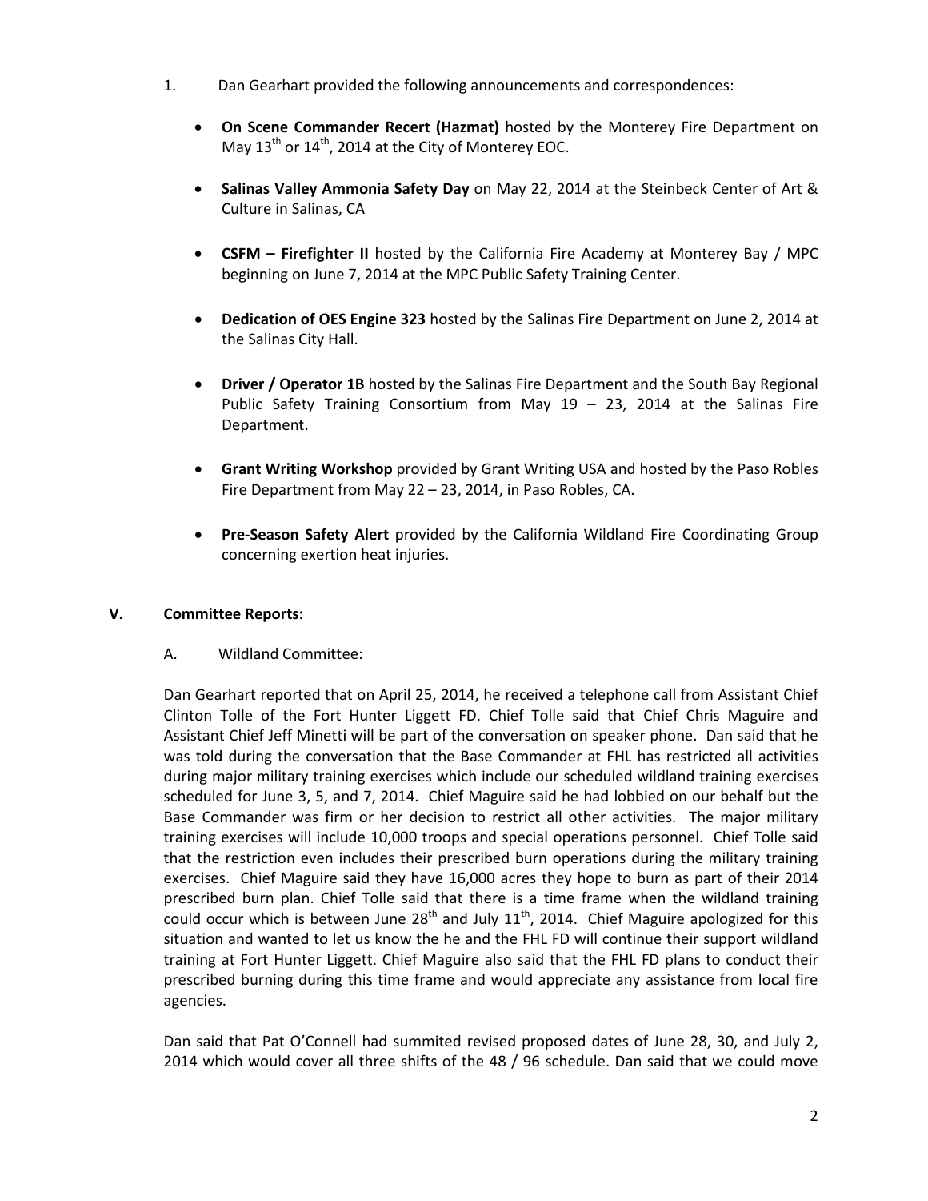1. Dan Gearhart provided the following announcements and correspondences:

   - **On Scene Commander Recert (Hazmat)** hosted by the Monterey Fire Department on May 13th or 14th, 2014 at the City of Monterey EOC.

   - **Salinas Valley Ammonia Safety Day** on May 22, 2014 at the Steinbeck Center of Art & Culture in Salinas, CA

   - **CSFM – Firefighter II** hosted by the California Fire Academy at Monterey Bay / MPC beginning on June 7, 2014 at the MPC Public Safety Training Center.

   - **Dedication of OES Engine 323** hosted by the Salinas Fire Department on June 2, 2014 at the Salinas City Hall.

   - **Driver / Operator 1B** hosted by the Salinas Fire Department and the South Bay Regional Public Safety Training Consortium from May 19 – 23, 2014 at the Salinas Fire Department.

   - **Grant Writing Workshop** provided by Grant Writing USA and hosted by the Paso Robles Fire Department from May 22 – 23, 2014, in Paso Robles, CA.

   - **Pre-Season Safety Alert** provided by the California Wildland Fire Coordinating Group concerning exertion heat injuries.

## V. Committee Reports:

### A. Wildland Committee:

Dan Gearhart reported that on April 25, 2014, he received a telephone call from Assistant Chief Clinton Tolle of the Fort Hunter Liggett FD. Chief Tolle said that Chief Chris Maguire and Assistant Chief Jeff Minetti will be part of the conversation on speaker phone. Dan said that he was told during the conversation that the Base Commander at FHL has restricted all activities during major military training exercises which include our scheduled wildland training exercises scheduled for June 3, 5, and 7, 2014. Chief Maguire said he had lobbied on our behalf but the Base Commander was firm or her decision to restrict all other activities. The major military training exercises will include 10,000 troops and special operations personnel. Chief Tolle said that the restriction even includes their prescribed burn operations during the military training exercises. Chief Maguire said they have 16,000 acres they hope to burn as part of their 2014 prescribed burn plan. Chief Tolle said that there is a time frame when the wildland training could occur which is between June 28th and July 11th, 2014. Chief Maguire apologized for this situation and wanted to let us know the he and the FHL FD will continue their support wildland training at Fort Hunter Liggett. Chief Maguire also said that the FHL FD plans to conduct their prescribed burning during this time frame and would appreciate any assistance from local fire agencies.

Dan said that Pat O'Connell had summited revised proposed dates of June 28, 30, and July 2, 2014 which would cover all three shifts of the 48 / 96 schedule. Dan said that we could move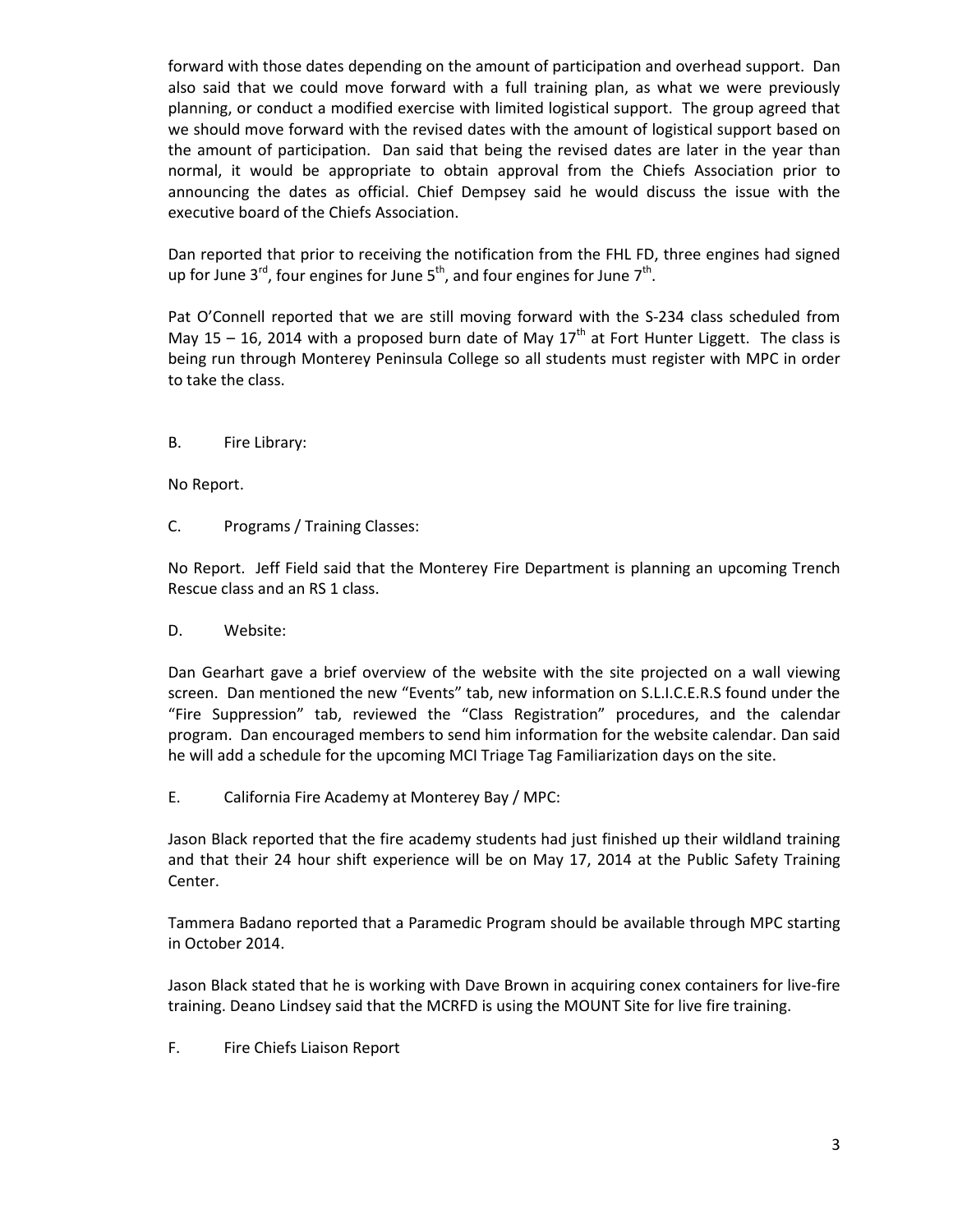forward with those dates depending on the amount of participation and overhead support. Dan also said that we could move forward with a full training plan, as what we were previously planning, or conduct a modified exercise with limited logistical support. The group agreed that we should move forward with the revised dates with the amount of logistical support based on the amount of participation. Dan said that being the revised dates are later in the year than normal, it would be appropriate to obtain approval from the Chiefs Association prior to announcing the dates as official. Chief Dempsey said he would discuss the issue with the executive board of the Chiefs Association.

Dan reported that prior to receiving the notification from the FHL FD, three engines had signed up for June 3rd, four engines for June 5th, and four engines for June 7th.

Pat O'Connell reported that we are still moving forward with the S-234 class scheduled from May 15 – 16, 2014 with a proposed burn date of May 17th at Fort Hunter Liggett. The class is being run through Monterey Peninsula College so all students must register with MPC in order to take the class.

B. Fire Library:

No Report.

C. Programs / Training Classes:

No Report. Jeff Field said that the Monterey Fire Department is planning an upcoming Trench Rescue class and an RS 1 class.

D. Website:

Dan Gearhart gave a brief overview of the website with the site projected on a wall viewing screen. Dan mentioned the new "Events" tab, new information on S.L.I.C.E.R.S found under the "Fire Suppression" tab, reviewed the "Class Registration" procedures, and the calendar program. Dan encouraged members to send him information for the website calendar. Dan said he will add a schedule for the upcoming MCI Triage Tag Familiarization days on the site.

E. California Fire Academy at Monterey Bay / MPC:

Jason Black reported that the fire academy students had just finished up their wildland training and that their 24 hour shift experience will be on May 17, 2014 at the Public Safety Training Center.

Tammera Badano reported that a Paramedic Program should be available through MPC starting in October 2014.

Jason Black stated that he is working with Dave Brown in acquiring conex containers for live-fire training. Deano Lindsey said that the MCRFD is using the MOUNT Site for live fire training.

F. Fire Chiefs Liaison Report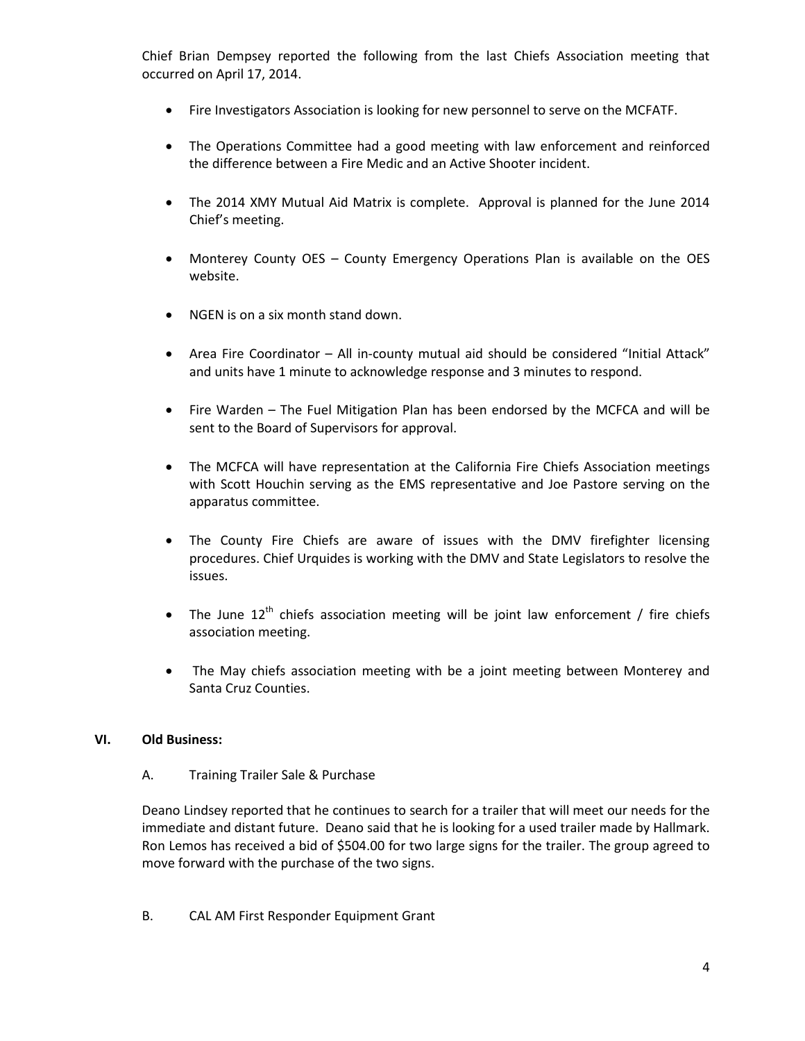Chief Brian Dempsey reported the following from the last Chiefs Association meeting that occurred on April 17, 2014.

- Fire Investigators Association is looking for new personnel to serve on the MCFATF.
- The Operations Committee had a good meeting with law enforcement and reinforced the difference between a Fire Medic and an Active Shooter incident.
- The 2014 XMY Mutual Aid Matrix is complete. Approval is planned for the June 2014 Chief's meeting.
- Monterey County OES – County Emergency Operations Plan is available on the OES website.
- NGEN is on a six month stand down.
- Area Fire Coordinator – All in-county mutual aid should be considered "Initial Attack" and units have 1 minute to acknowledge response and 3 minutes to respond.
- Fire Warden – The Fuel Mitigation Plan has been endorsed by the MCFCA and will be sent to the Board of Supervisors for approval.
- The MCFCA will have representation at the California Fire Chiefs Association meetings with Scott Houchin serving as the EMS representative and Joe Pastore serving on the apparatus committee.
- The County Fire Chiefs are aware of issues with the DMV firefighter licensing procedures. Chief Urquides is working with the DMV and State Legislators to resolve the issues.
- The June 12th chiefs association meeting will be joint law enforcement / fire chiefs association meeting.
- The May chiefs association meeting with be a joint meeting between Monterey and Santa Cruz Counties.

## VI. Old Business:

A. Training Trailer Sale & Purchase

Deano Lindsey reported that he continues to search for a trailer that will meet our needs for the immediate and distant future. Deano said that he is looking for a used trailer made by Hallmark. Ron Lemos has received a bid of $504.00 for two large signs for the trailer. The group agreed to move forward with the purchase of the two signs.

B. CAL AM First Responder Equipment Grant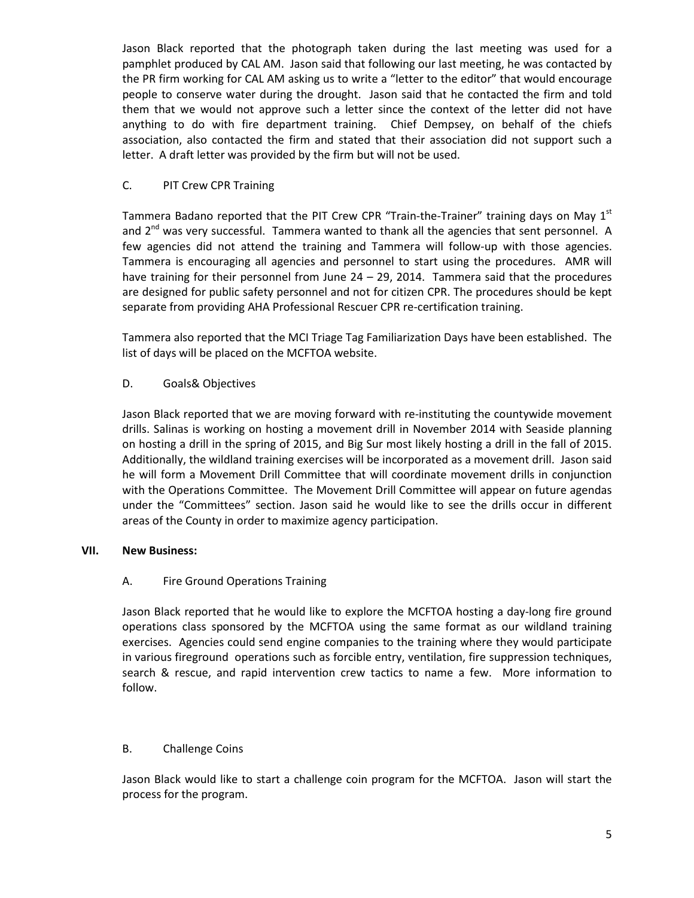Jason Black reported that the photograph taken during the last meeting was used for a pamphlet produced by CAL AM. Jason said that following our last meeting, he was contacted by the PR firm working for CAL AM asking us to write a "letter to the editor" that would encourage people to conserve water during the drought. Jason said that he contacted the firm and told them that we would not approve such a letter since the context of the letter did not have anything to do with fire department training. Chief Dempsey, on behalf of the chiefs association, also contacted the firm and stated that their association did not support such a letter. A draft letter was provided by the firm but will not be used.

C. PIT Crew CPR Training

Tammera Badano reported that the PIT Crew CPR "Train-the-Trainer" training days on May 1st and 2nd was very successful. Tammera wanted to thank all the agencies that sent personnel. A few agencies did not attend the training and Tammera will follow-up with those agencies. Tammera is encouraging all agencies and personnel to start using the procedures. AMR will have training for their personnel from June 24 – 29, 2014. Tammera said that the procedures are designed for public safety personnel and not for citizen CPR. The procedures should be kept separate from providing AHA Professional Rescuer CPR re-certification training.

Tammera also reported that the MCI Triage Tag Familiarization Days have been established. The list of days will be placed on the MCFTOA website.

D. Goals& Objectives

Jason Black reported that we are moving forward with re-instituting the countywide movement drills. Salinas is working on hosting a movement drill in November 2014 with Seaside planning on hosting a drill in the spring of 2015, and Big Sur most likely hosting a drill in the fall of 2015. Additionally, the wildland training exercises will be incorporated as a movement drill. Jason said he will form a Movement Drill Committee that will coordinate movement drills in conjunction with the Operations Committee. The Movement Drill Committee will appear on future agendas under the "Committees" section. Jason said he would like to see the drills occur in different areas of the County in order to maximize agency participation.

## VII. New Business:

A. Fire Ground Operations Training

Jason Black reported that he would like to explore the MCFTOA hosting a day-long fire ground operations class sponsored by the MCFTOA using the same format as our wildland training exercises. Agencies could send engine companies to the training where they would participate in various fireground operations such as forcible entry, ventilation, fire suppression techniques, search & rescue, and rapid intervention crew tactics to name a few. More information to follow.

B. Challenge Coins

Jason Black would like to start a challenge coin program for the MCFTOA. Jason will start the process for the program.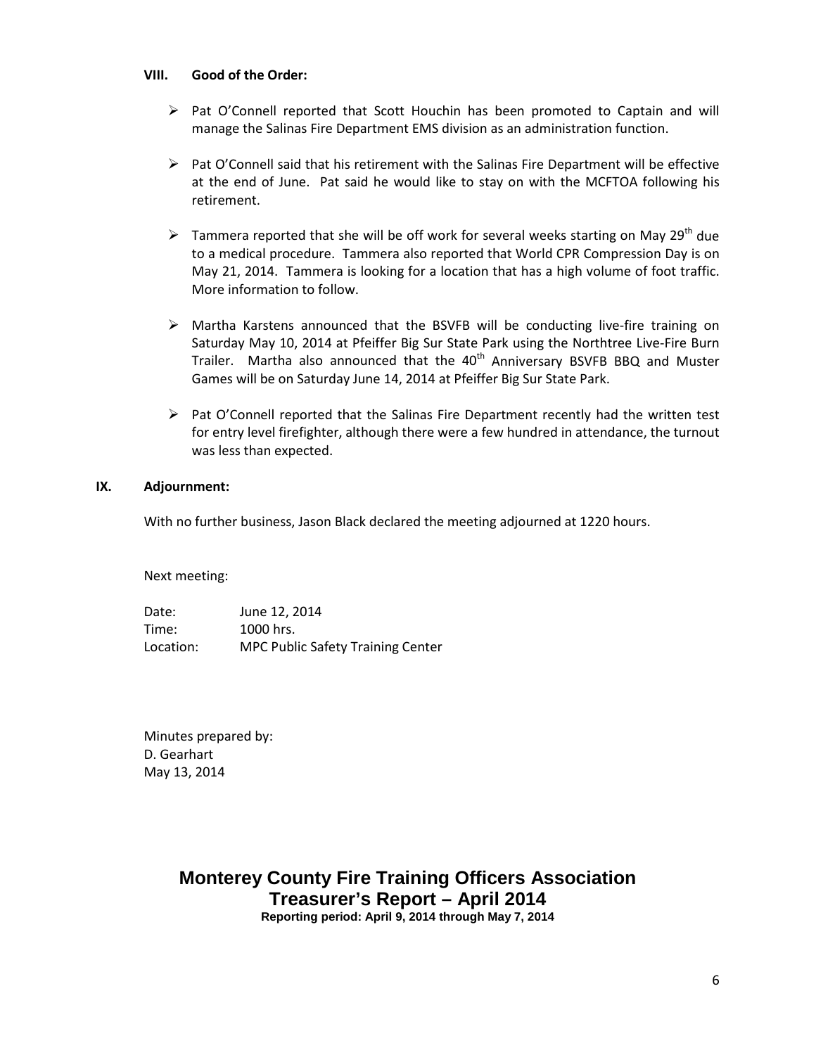### VIII. Good of the Order:

- Pat O'Connell reported that Scott Houchin has been promoted to Captain and will manage the Salinas Fire Department EMS division as an administration function.
- Pat O'Connell said that his retirement with the Salinas Fire Department will be effective at the end of June. Pat said he would like to stay on with the MCFTOA following his retirement.
- Tammera reported that she will be off work for several weeks starting on May 29th due to a medical procedure. Tammera also reported that World CPR Compression Day is on May 21, 2014. Tammera is looking for a location that has a high volume of foot traffic. More information to follow.
- Martha Karstens announced that the BSVFB will be conducting live-fire training on Saturday May 10, 2014 at Pfeiffer Big Sur State Park using the Northtree Live-Fire Burn Trailer. Martha also announced that the 40th Anniversary BSVFB BBQ and Muster Games will be on Saturday June 14, 2014 at Pfeiffer Big Sur State Park.
- Pat O'Connell reported that the Salinas Fire Department recently had the written test for entry level firefighter, although there were a few hundred in attendance, the turnout was less than expected.

### IX. Adjournment:

With no further business, Jason Black declared the meeting adjourned at 1220 hours.

Next meeting:

Date: June 12, 2014
Time: 1000 hrs.
Location: MPC Public Safety Training Center

Minutes prepared by:
D. Gearhart
May 13, 2014

# Monterey County Fire Training Officers Association
## Treasurer's Report – April 2014
**Reporting period: April 9, 2014 through May 7, 2014**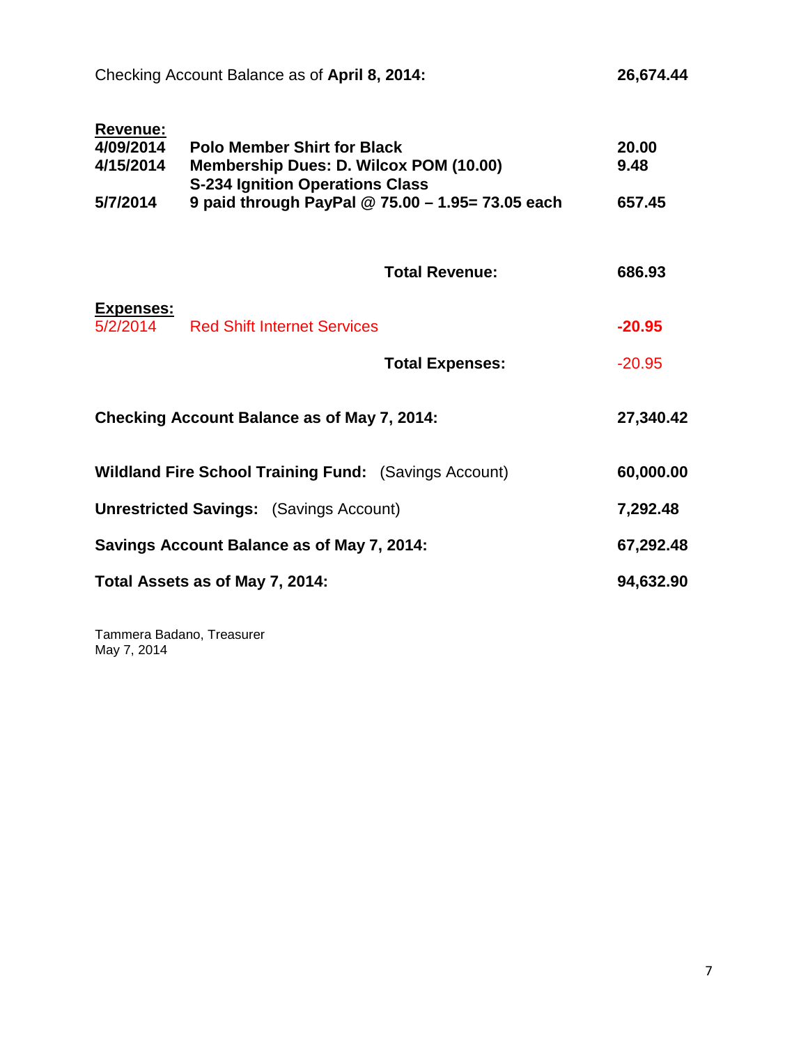Checking Account Balance as of **April 8, 2014:** **26,674.44**

| | | |
|---|---|---|
| **Revenue:** | | |
| **4/09/2014** | **Polo Member Shirt for Black** | **20.00** |
| **4/15/2014** | **Membership Dues: D. Wilcox POM (10.00)** | **9.48** |
| **5/7/2014** | **S-234 Ignition Operations Class**<br>**9 paid through PayPal @ 75.00 – 1.95= 73.05 each** | **657.45** |
| | **Total Revenue:** | **686.93** |
| **Expenses:** | | |
| 5/2/2014 | Red Shift Internet Services | **-20.95** |
| | **Total Expenses:** | -20.95 |

**Checking Account Balance as of May 7, 2014:** **27,340.42**

**Wildland Fire School Training Fund:** (Savings Account) **60,000.00**

**Unrestricted Savings:** (Savings Account) **7,292.48**

**Savings Account Balance as of May 7, 2014:** **67,292.48**

**Total Assets as of May 7, 2014:** **94,632.90**

Tammera Badano, Treasurer
May 7, 2014